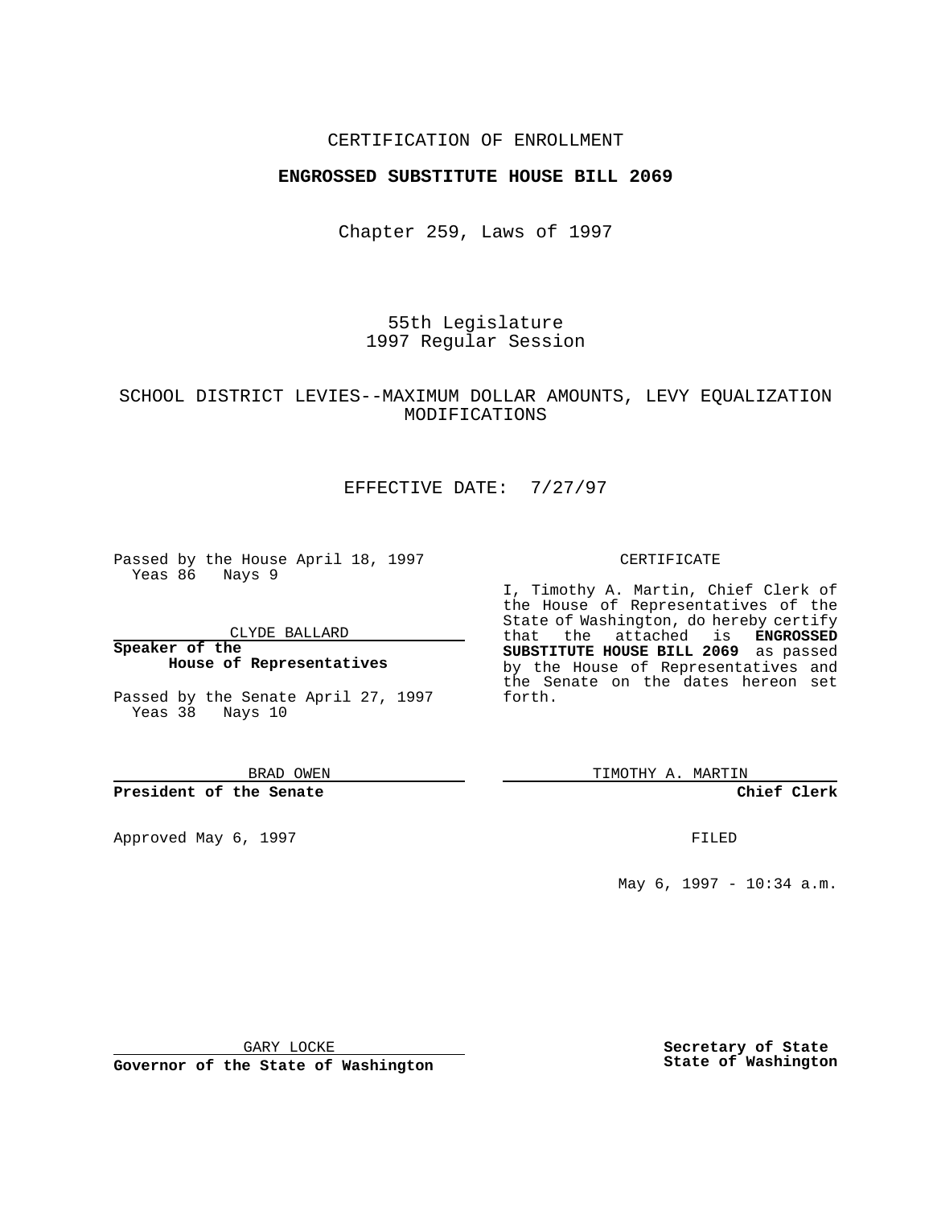CERTIFICATION OF ENROLLMENT

**ENGROSSED SUBSTITUTE HOUSE BILL 2069**

Chapter 259, Laws of 1997

55th Legislature
1997 Regular Session

SCHOOL DISTRICT LEVIES--MAXIMUM DOLLAR AMOUNTS, LEVY EQUALIZATION MODIFICATIONS

EFFECTIVE DATE: 7/27/97

Passed by the House April 18, 1997
Yeas 86 Nays 9

CLYDE BALLARD

**Speaker of the House of Representatives**

Passed by the Senate April 27, 1997
Yeas 38 Nays 10

BRAD OWEN

**President of the Senate**

Approved May 6, 1997

GARY LOCKE

**Governor of the State of Washington**

CERTIFICATE

I, Timothy A. Martin, Chief Clerk of the House of Representatives of the State of Washington, do hereby certify that the attached is **ENGROSSED SUBSTITUTE HOUSE BILL 2069** as passed by the House of Representatives and the Senate on the dates hereon set forth.

TIMOTHY A. MARTIN

**Chief Clerk**

FILED

May 6, 1997 - 10:34 a.m.

**Secretary of State**
**State of Washington**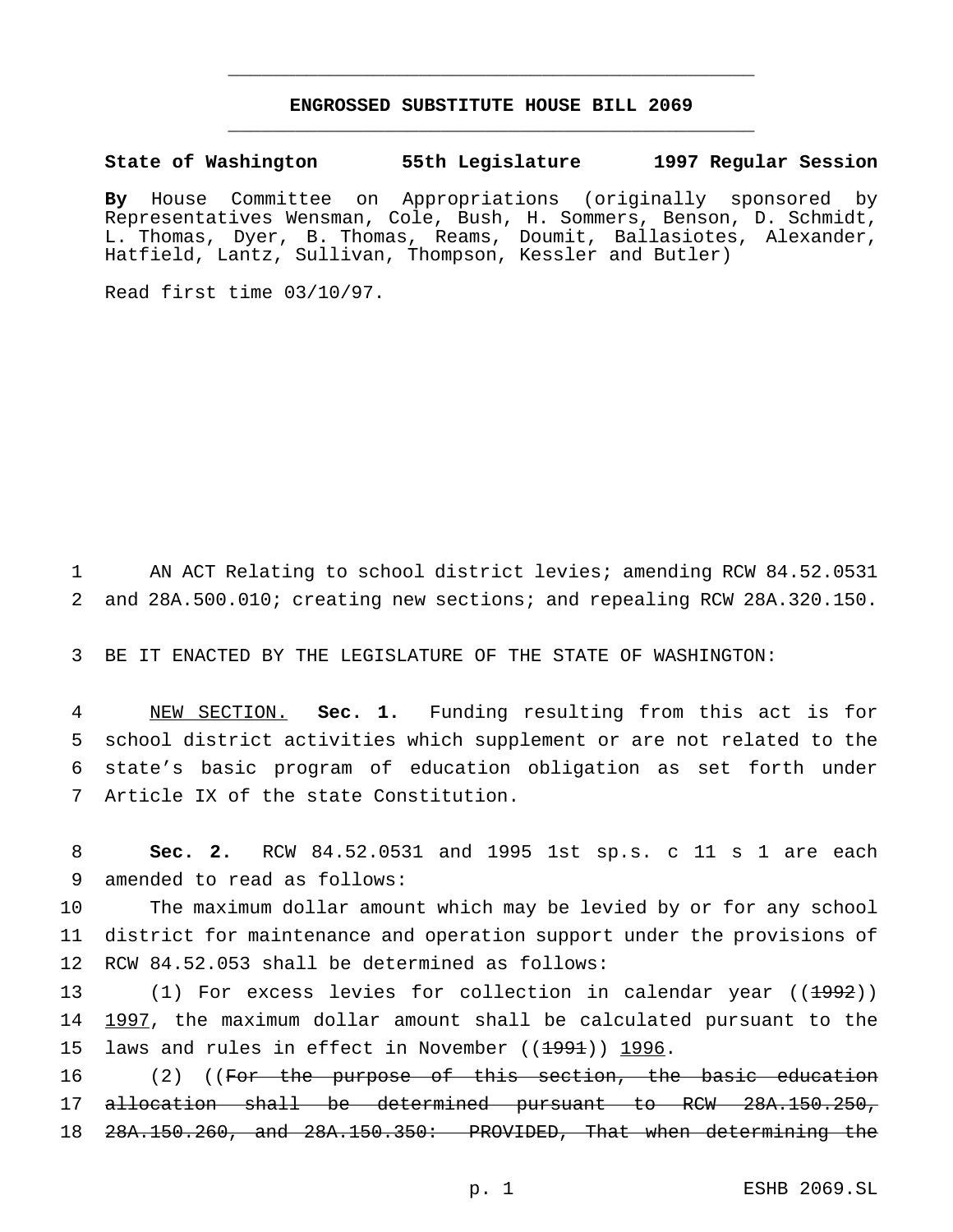**ENGROSSED SUBSTITUTE HOUSE BILL 2069**

**State of Washington 55th Legislature 1997 Regular Session**

**By** House Committee on Appropriations (originally sponsored by Representatives Wensman, Cole, Bush, H. Sommers, Benson, D. Schmidt, L. Thomas, Dyer, B. Thomas, Reams, Doumit, Ballasiotes, Alexander, Hatfield, Lantz, Sullivan, Thompson, Kessler and Butler)

Read first time 03/10/97.

1 AN ACT Relating to school district levies; amending RCW 84.52.0531
2 and 28A.500.010; creating new sections; and repealing RCW 28A.320.150.

3 BE IT ENACTED BY THE LEGISLATURE OF THE STATE OF WASHINGTON:

4 NEW SECTION. **Sec. 1.** Funding resulting from this act is for
5 school district activities which supplement or are not related to the
6 state's basic program of education obligation as set forth under
7 Article IX of the state Constitution.

8 **Sec. 2.** RCW 84.52.0531 and 1995 1st sp.s. c 11 s 1 are each
9 amended to read as follows:

10 The maximum dollar amount which may be levied by or for any school
11 district for maintenance and operation support under the provisions of
12 RCW 84.52.053 shall be determined as follows:

13 (1) For excess levies for collection in calendar year ((~~1992~~))
14 1997, the maximum dollar amount shall be calculated pursuant to the
15 laws and rules in effect in November ((~~1991~~)) 1996.

16 (2) ((~~For the purpose of this section, the basic education~~
17 ~~allocation shall be determined pursuant to RCW 28A.150.250,~~
18 ~~28A.150.260, and 28A.150.350: PROVIDED, That when determining the~~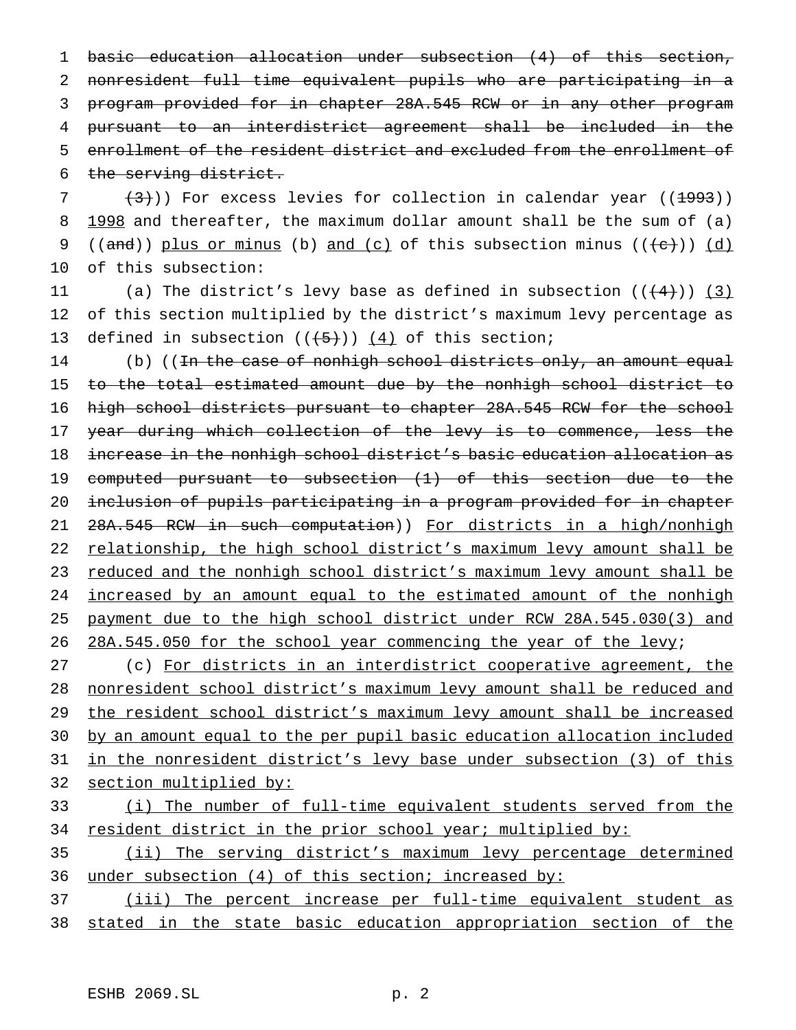basic education allocation under subsection (4) of this section, nonresident full time equivalent pupils who are participating in a program provided for in chapter 28A.545 RCW or in any other program pursuant to an interdistrict agreement shall be included in the enrollment of the resident district and excluded from the enrollment of the serving district.

(3))) For excess levies for collection in calendar year ((1993)) 1998 and thereafter, the maximum dollar amount shall be the sum of (a) ((and)) plus or minus (b) and (c) of this subsection minus (((c))) (d) of this subsection:

(a) The district's levy base as defined in subsection (((4))) (3) of this section multiplied by the district's maximum levy percentage as defined in subsection (((5))) (4) of this section;

(b) ((In the case of nonhigh school districts only, an amount equal to the total estimated amount due by the nonhigh school district to high school districts pursuant to chapter 28A.545 RCW for the school year during which collection of the levy is to commence, less the increase in the nonhigh school district's basic education allocation as computed pursuant to subsection (1) of this section due to the inclusion of pupils participating in a program provided for in chapter 28A.545 RCW in such computation)) For districts in a high/nonhigh relationship, the high school district's maximum levy amount shall be reduced and the nonhigh school district's maximum levy amount shall be increased by an amount equal to the estimated amount of the nonhigh payment due to the high school district under RCW 28A.545.030(3) and 28A.545.050 for the school year commencing the year of the levy;

(c) For districts in an interdistrict cooperative agreement, the nonresident school district's maximum levy amount shall be reduced and the resident school district's maximum levy amount shall be increased by an amount equal to the per pupil basic education allocation included in the nonresident district's levy base under subsection (3) of this section multiplied by:

(i) The number of full-time equivalent students served from the resident district in the prior school year; multiplied by:

(ii) The serving district's maximum levy percentage determined under subsection (4) of this section; increased by:

(iii) The percent increase per full-time equivalent student as stated in the state basic education appropriation section of the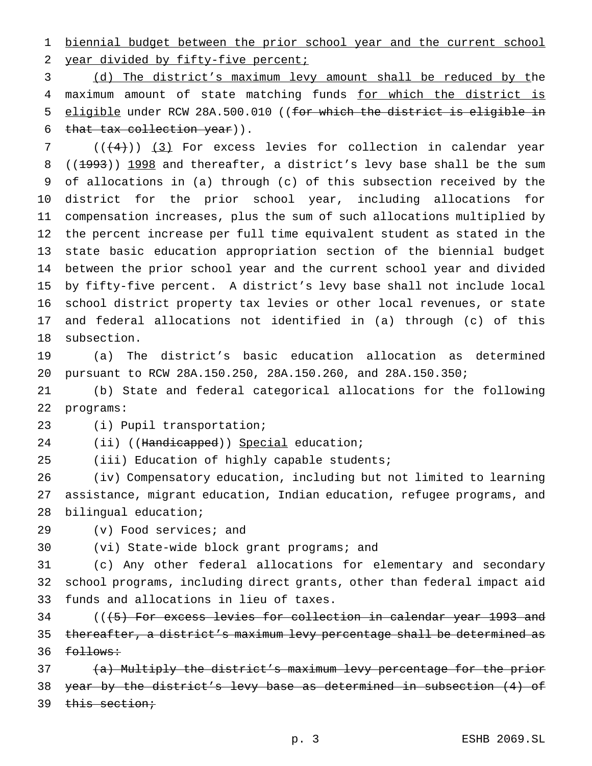biennial budget between the prior school year and the current school year divided by fifty-five percent;

(d) The district's maximum levy amount shall be reduced by the maximum amount of state matching funds for which the district is eligible under RCW 28A.500.010 ((~~for which the district is eligible in that tax collection year~~)).

((~~(4)~~)) (3) For excess levies for collection in calendar year ((~~1993~~)) 1998 and thereafter, a district's levy base shall be the sum of allocations in (a) through (c) of this subsection received by the district for the prior school year, including allocations for compensation increases, plus the sum of such allocations multiplied by the percent increase per full time equivalent student as stated in the state basic education appropriation section of the biennial budget between the prior school year and the current school year and divided by fifty-five percent. A district's levy base shall not include local school district property tax levies or other local revenues, or state and federal allocations not identified in (a) through (c) of this subsection.

(a) The district's basic education allocation as determined pursuant to RCW 28A.150.250, 28A.150.260, and 28A.150.350;

(b) State and federal categorical allocations for the following programs:

(i) Pupil transportation;

(ii) ((~~Handicapped~~)) Special education;

(iii) Education of highly capable students;

(iv) Compensatory education, including but not limited to learning assistance, migrant education, Indian education, refugee programs, and bilingual education;

(v) Food services; and

(vi) State-wide block grant programs; and

(c) Any other federal allocations for elementary and secondary school programs, including direct grants, other than federal impact aid funds and allocations in lieu of taxes.

((~~(5) For excess levies for collection in calendar year 1993 and thereafter, a district's maximum levy percentage shall be determined as follows:~~

~~(a) Multiply the district's maximum levy percentage for the prior year by the district's levy base as determined in subsection (4) of this section;~~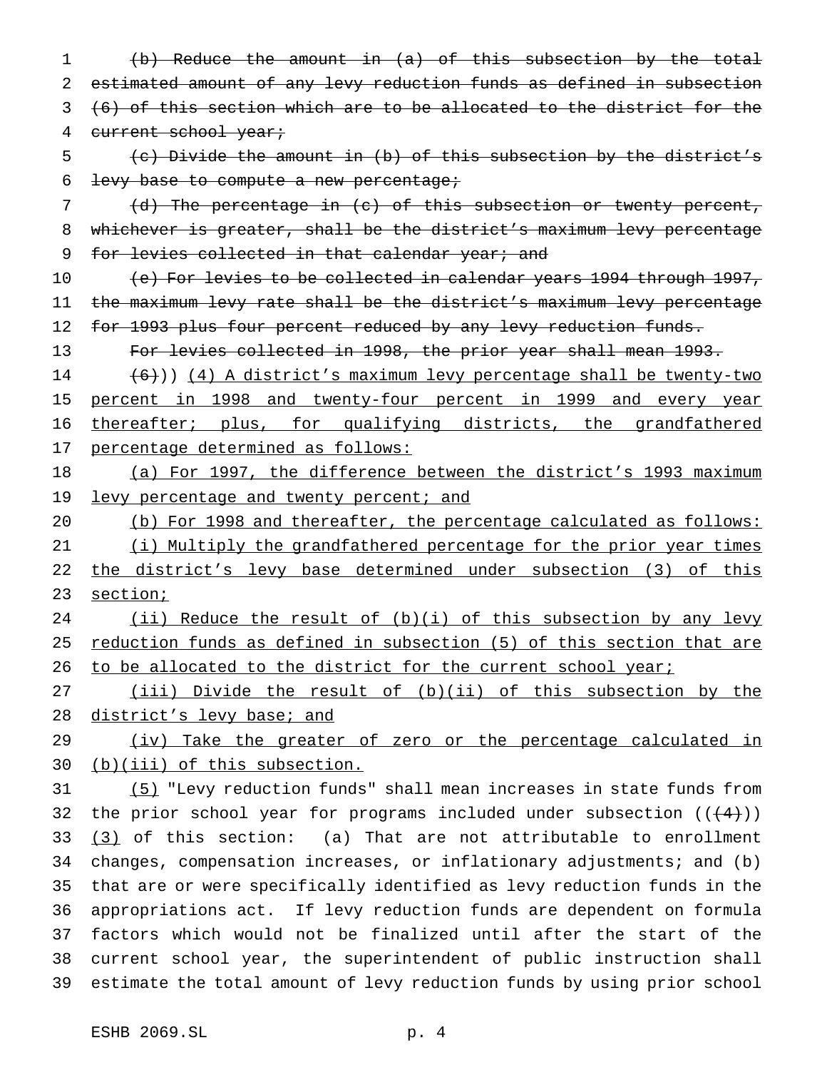(b) Reduce the amount in (a) of this subsection by the total estimated amount of any levy reduction funds as defined in subsection (6) of this section which are to be allocated to the district for the current school year;

(c) Divide the amount in (b) of this subsection by the district's levy base to compute a new percentage;

(d) The percentage in (c) of this subsection or twenty percent, whichever is greater, shall be the district's maximum levy percentage for levies collected in that calendar year; and

(e) For levies to be collected in calendar years 1994 through 1997, the maximum levy rate shall be the district's maximum levy percentage for 1993 plus four percent reduced by any levy reduction funds.

For levies collected in 1998, the prior year shall mean 1993.

((6))) (4) A district's maximum levy percentage shall be twenty-two percent in 1998 and twenty-four percent in 1999 and every year thereafter; plus, for qualifying districts, the grandfathered percentage determined as follows:

(a) For 1997, the difference between the district's 1993 maximum levy percentage and twenty percent; and

(b) For 1998 and thereafter, the percentage calculated as follows:

(i) Multiply the grandfathered percentage for the prior year times the district's levy base determined under subsection (3) of this section;

(ii) Reduce the result of (b)(i) of this subsection by any levy reduction funds as defined in subsection (5) of this section that are to be allocated to the district for the current school year;

(iii) Divide the result of (b)(ii) of this subsection by the district's levy base; and

(iv) Take the greater of zero or the percentage calculated in (b)(iii) of this subsection.

(5) "Levy reduction funds" shall mean increases in state funds from the prior school year for programs included under subsection (((4))) (3) of this section: (a) That are not attributable to enrollment changes, compensation increases, or inflationary adjustments; and (b) that are or were specifically identified as levy reduction funds in the appropriations act. If levy reduction funds are dependent on formula factors which would not be finalized until after the start of the current school year, the superintendent of public instruction shall estimate the total amount of levy reduction funds by using prior school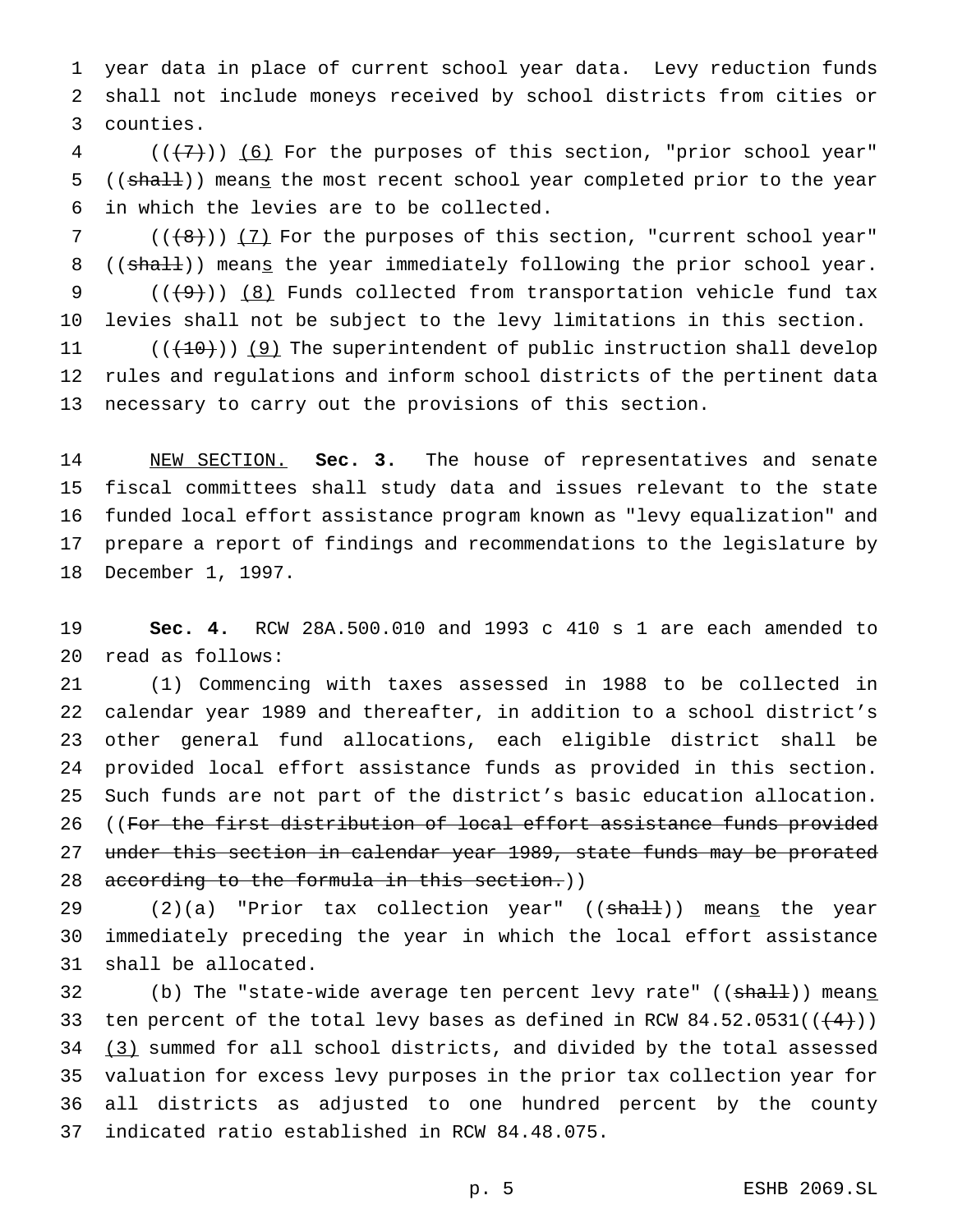year data in place of current school year data. Levy reduction funds shall not include moneys received by school districts from cities or counties.

(((7))) (6) For the purposes of this section, "prior school year" ((shall)) means the most recent school year completed prior to the year in which the levies are to be collected.

(((8))) (7) For the purposes of this section, "current school year" ((shall)) means the year immediately following the prior school year.

(((9))) (8) Funds collected from transportation vehicle fund tax levies shall not be subject to the levy limitations in this section.

(((10))) (9) The superintendent of public instruction shall develop rules and regulations and inform school districts of the pertinent data necessary to carry out the provisions of this section.

NEW SECTION. **Sec. 3.** The house of representatives and senate fiscal committees shall study data and issues relevant to the state funded local effort assistance program known as "levy equalization" and prepare a report of findings and recommendations to the legislature by December 1, 1997.

**Sec. 4.** RCW 28A.500.010 and 1993 c 410 s 1 are each amended to read as follows:

(1) Commencing with taxes assessed in 1988 to be collected in calendar year 1989 and thereafter, in addition to a school district's other general fund allocations, each eligible district shall be provided local effort assistance funds as provided in this section. Such funds are not part of the district's basic education allocation. ((For the first distribution of local effort assistance funds provided under this section in calendar year 1989, state funds may be prorated according to the formula in this section.))

(2)(a) "Prior tax collection year" ((shall)) means the year immediately preceding the year in which the local effort assistance shall be allocated.

(b) The "state-wide average ten percent levy rate" ((shall)) means ten percent of the total levy bases as defined in RCW 84.52.0531(((4))) (3) summed for all school districts, and divided by the total assessed valuation for excess levy purposes in the prior tax collection year for all districts as adjusted to one hundred percent by the county indicated ratio established in RCW 84.48.075.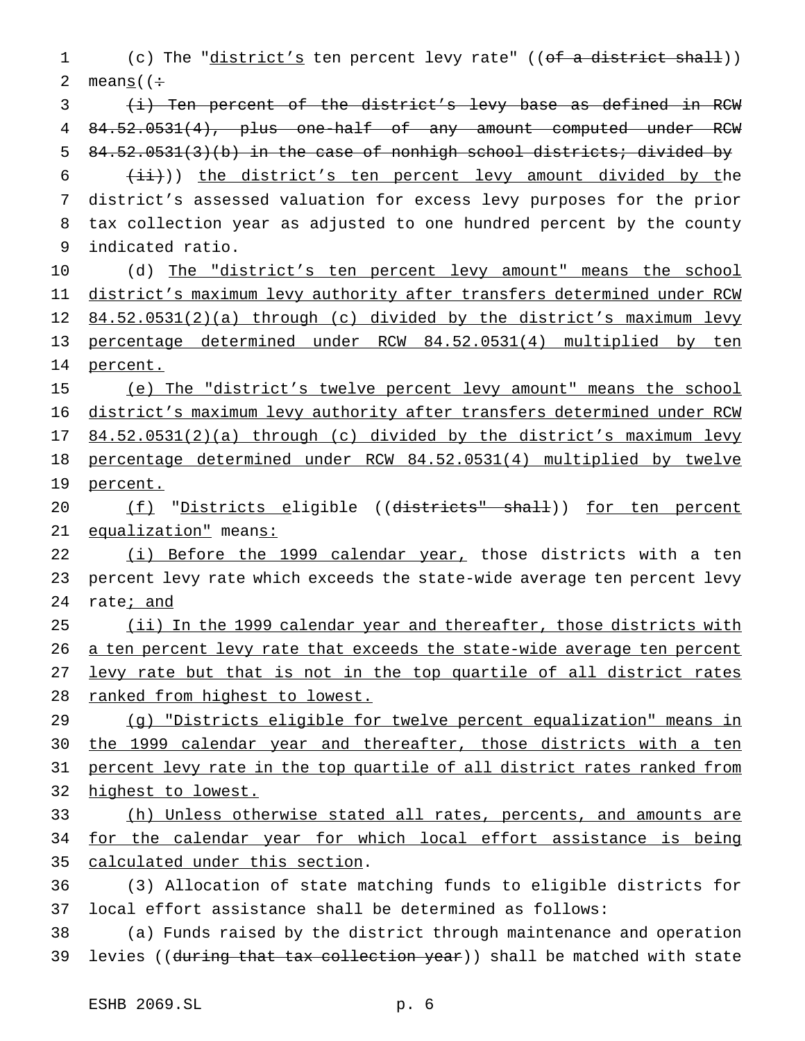(c) The "district's ten percent levy rate" ((~~of a district shall~~)) means((~~:~~

~~(i) Ten percent of the district's levy base as defined in RCW 84.52.0531(4), plus one-half of any amount computed under RCW 84.52.0531(3)(b) in the case of nonhigh school districts; divided by~~

~~(ii)~~)) the district's ten percent levy amount divided by the district's assessed valuation for excess levy purposes for the prior tax collection year as adjusted to one hundred percent by the county indicated ratio.

(d) The "district's ten percent levy amount" means the school district's maximum levy authority after transfers determined under RCW 84.52.0531(2)(a) through (c) divided by the district's maximum levy percentage determined under RCW 84.52.0531(4) multiplied by ten percent.

(e) The "district's twelve percent levy amount" means the school district's maximum levy authority after transfers determined under RCW 84.52.0531(2)(a) through (c) divided by the district's maximum levy percentage determined under RCW 84.52.0531(4) multiplied by twelve percent.

(f) "Districts eligible ((~~districts" shall~~)) for ten percent equalization" means:

(i) Before the 1999 calendar year, those districts with a ten percent levy rate which exceeds the state-wide average ten percent levy rate; and

(ii) In the 1999 calendar year and thereafter, those districts with a ten percent levy rate that exceeds the state-wide average ten percent levy rate but that is not in the top quartile of all district rates ranked from highest to lowest.

(g) "Districts eligible for twelve percent equalization" means in the 1999 calendar year and thereafter, those districts with a ten percent levy rate in the top quartile of all district rates ranked from highest to lowest.

(h) Unless otherwise stated all rates, percents, and amounts are for the calendar year for which local effort assistance is being calculated under this section.

(3) Allocation of state matching funds to eligible districts for local effort assistance shall be determined as follows:

(a) Funds raised by the district through maintenance and operation levies ((~~during that tax collection year~~)) shall be matched with state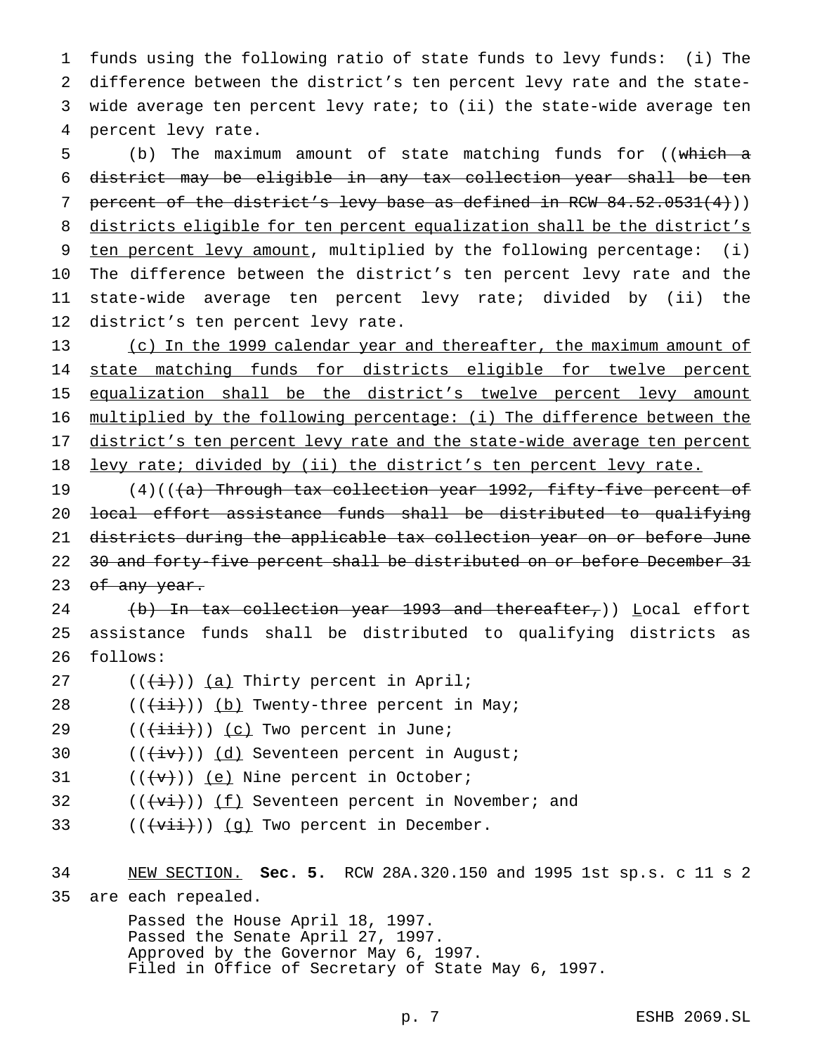funds using the following ratio of state funds to levy funds: (i) The difference between the district's ten percent levy rate and the state-wide average ten percent levy rate; to (ii) the state-wide average ten percent levy rate.

(b) The maximum amount of state matching funds for ((~~which a district may be eligible in any tax collection year shall be ten percent of the district's levy base as defined in RCW 84.52.0531(4)~~)) districts eligible for ten percent equalization shall be the district's ten percent levy amount, multiplied by the following percentage: (i) The difference between the district's ten percent levy rate and the state-wide average ten percent levy rate; divided by (ii) the district's ten percent levy rate.

(c) In the 1999 calendar year and thereafter, the maximum amount of state matching funds for districts eligible for twelve percent equalization shall be the district's twelve percent levy amount multiplied by the following percentage: (i) The difference between the district's ten percent levy rate and the state-wide average ten percent levy rate; divided by (ii) the district's ten percent levy rate.

(4)((~~(a) Through tax collection year 1992, fifty-five percent of local effort assistance funds shall be distributed to qualifying districts during the applicable tax collection year on or before June 30 and forty-five percent shall be distributed on or before December 31 of any year.~~

~~(b) In tax collection year 1993 and thereafter,~~)) Local effort assistance funds shall be distributed to qualifying districts as follows:

((~~(i)~~)) (a) Thirty percent in April;

((~~(ii)~~)) (b) Twenty-three percent in May;

((~~(iii)~~)) (c) Two percent in June;

((~~(iv)~~)) (d) Seventeen percent in August;

((~~(v)~~)) (e) Nine percent in October;

((~~(vi)~~)) (f) Seventeen percent in November; and

((~~(vii)~~)) (g) Two percent in December.

NEW SECTION. **Sec. 5.** RCW 28A.320.150 and 1995 1st sp.s. c 11 s 2 are each repealed.

Passed the House April 18, 1997.
Passed the Senate April 27, 1997.
Approved by the Governor May 6, 1997.
Filed in Office of Secretary of State May 6, 1997.